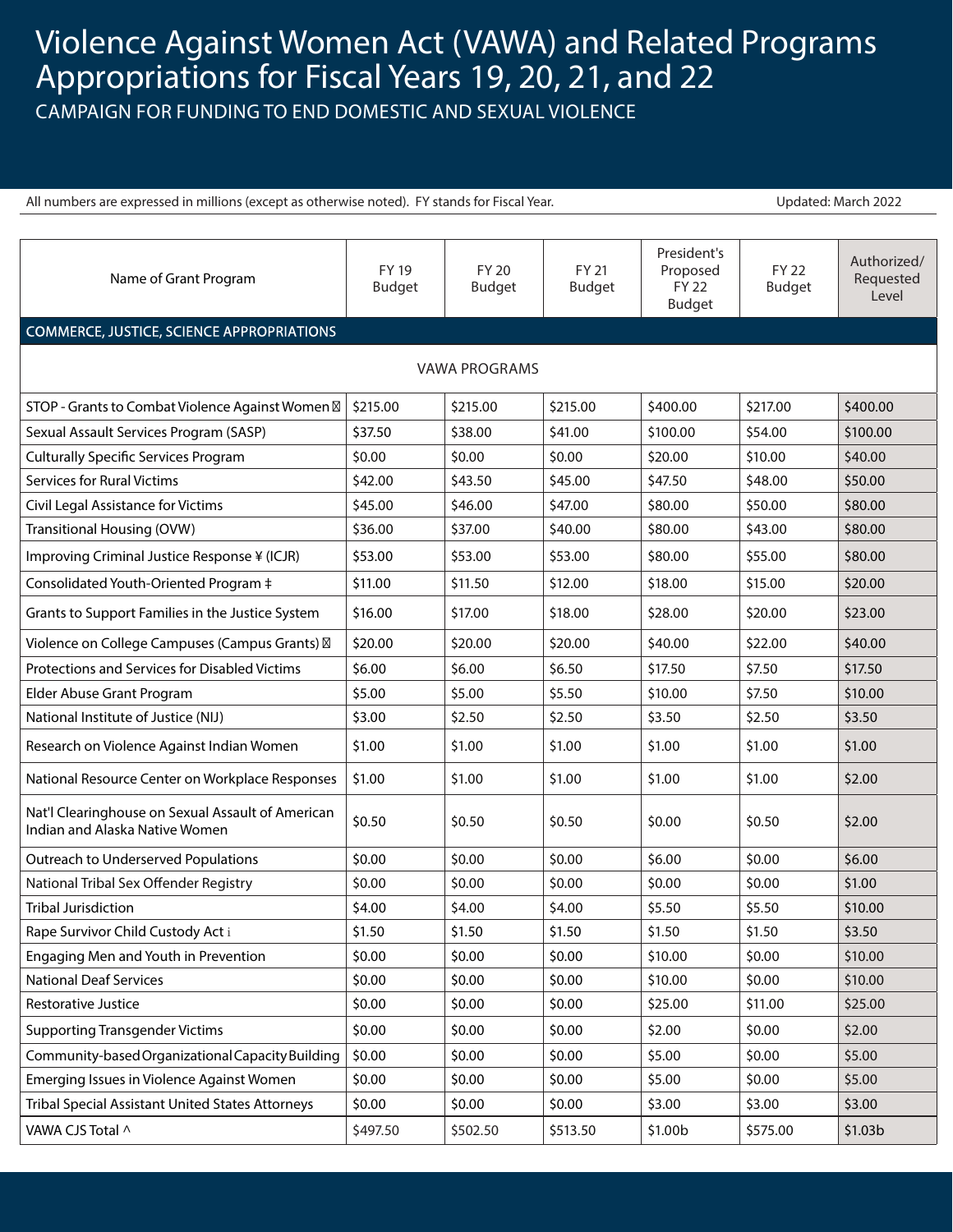# Violence Against Women Act (VAWA) and Related Programs Appropriations for Fiscal Years 19, 20, 21, and 22

CAMPAIGN FOR FUNDING TO END DOMESTIC AND SEXUAL VIOLENCE

All numbers are expressed in millions (except as otherwise noted). FY stands for Fiscal Year.

Updated: March 2022

| Name of Grant Program | FY 19 Budget | FY 20 Budget | FY 21 Budget | President's Proposed FY 22 Budget | FY 22 Budget | Authorized/ Requested Level |
|---|---|---|---|---|---|---|
| **COMMERCE, JUSTICE, SCIENCE APPROPRIATIONS** | | | | | | |
| VAWA PROGRAMS | | | | | | |
| STOP - Grants to Combat Violence Against Women ⊠ | $215.00 | $215.00 | $215.00 | $400.00 | $217.00 | $400.00 |
| Sexual Assault Services Program (SASP) | $37.50 | $38.00 | $41.00 | $100.00 | $54.00 | $100.00 |
| Culturally Specific Services Program | $0.00 | $0.00 | $0.00 | $20.00 | $10.00 | $40.00 |
| Services for Rural Victims | $42.00 | $43.50 | $45.00 | $47.50 | $48.00 | $50.00 |
| Civil Legal Assistance for Victims | $45.00 | $46.00 | $47.00 | $80.00 | $50.00 | $80.00 |
| Transitional Housing (OVW) | $36.00 | $37.00 | $40.00 | $80.00 | $43.00 | $80.00 |
| Improving Criminal Justice Response ¥ (ICJR) | $53.00 | $53.00 | $53.00 | $80.00 | $55.00 | $80.00 |
| Consolidated Youth-Oriented Program ‡ | $11.00 | $11.50 | $12.00 | $18.00 | $15.00 | $20.00 |
| Grants to Support Families in the Justice System | $16.00 | $17.00 | $18.00 | $28.00 | $20.00 | $23.00 |
| Violence on College Campuses (Campus Grants) ⊠ | $20.00 | $20.00 | $20.00 | $40.00 | $22.00 | $40.00 |
| Protections and Services for Disabled Victims | $6.00 | $6.00 | $6.50 | $17.50 | $7.50 | $17.50 |
| Elder Abuse Grant Program | $5.00 | $5.00 | $5.50 | $10.00 | $7.50 | $10.00 |
| National Institute of Justice (NIJ) | $3.00 | $2.50 | $2.50 | $3.50 | $2.50 | $3.50 |
| Research on Violence Against Indian Women | $1.00 | $1.00 | $1.00 | $1.00 | $1.00 | $1.00 |
| National Resource Center on Workplace Responses | $1.00 | $1.00 | $1.00 | $1.00 | $1.00 | $2.00 |
| Nat'l Clearinghouse on Sexual Assault of American Indian and Alaska Native Women | $0.50 | $0.50 | $0.50 | $0.00 | $0.50 | $2.00 |
| Outreach to Underserved Populations | $0.00 | $0.00 | $0.00 | $6.00 | $0.00 | $6.00 |
| National Tribal Sex Offender Registry | $0.00 | $0.00 | $0.00 | $0.00 | $0.00 | $1.00 |
| Tribal Jurisdiction | $4.00 | $4.00 | $4.00 | $5.50 | $5.50 | $10.00 |
| Rape Survivor Child Custody Act i | $1.50 | $1.50 | $1.50 | $1.50 | $1.50 | $3.50 |
| Engaging Men and Youth in Prevention | $0.00 | $0.00 | $0.00 | $10.00 | $0.00 | $10.00 |
| National Deaf Services | $0.00 | $0.00 | $0.00 | $10.00 | $0.00 | $10.00 |
| Restorative Justice | $0.00 | $0.00 | $0.00 | $25.00 | $11.00 | $25.00 |
| Supporting Transgender Victims | $0.00 | $0.00 | $0.00 | $2.00 | $0.00 | $2.00 |
| Community-based Organizational Capacity Building | $0.00 | $0.00 | $0.00 | $5.00 | $0.00 | $5.00 |
| Emerging Issues in Violence Against Women | $0.00 | $0.00 | $0.00 | $5.00 | $0.00 | $5.00 |
| Tribal Special Assistant United States Attorneys | $0.00 | $0.00 | $0.00 | $3.00 | $3.00 | $3.00 |
| VAWA CJS Total ^ | $497.50 | $502.50 | $513.50 | $1.00b | $575.00 | $1.03b |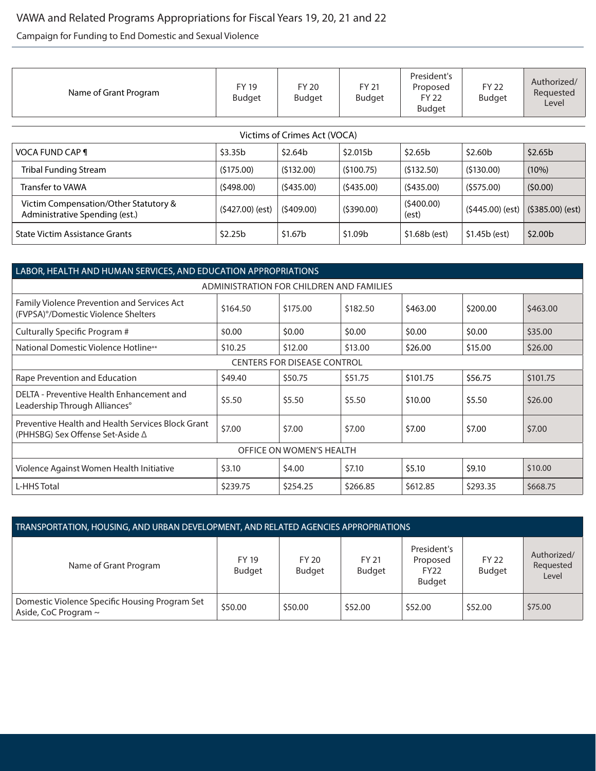# VAWA and Related Programs Appropriations for Fiscal Years 19, 20, 21 and 22

Campaign for Funding to End Domestic and Sexual Violence

| Name of Grant Program | FY 19 Budget | FY 20 Budget | FY 21 Budget | President's Proposed FY 22 Budget | FY 22 Budget | Authorized/ Requested Level |
|---|---|---|---|---|---|---|
| **Victims of Crimes Act (VOCA)** | | | | | | |
| VOCA FUND CAP ¶ | $3.35b | $2.64b | $2.015b | $2.65b | $2.60b | $2.65b |
| Tribal Funding Stream | ($175.00) | ($132.00) | ($100.75) | ($132.50) | ($130.00) | (10%) |
| Transfer to VAWA | ($498.00) | ($435.00) | ($435.00) | ($435.00) | ($575.00) | ($0.00) |
| Victim Compensation/Other Statutory & Administrative Spending (est.) | ($427.00) (est) | ($409.00) | ($390.00) | ($400.00) (est) | ($445.00) (est) | ($385.00) (est) |
| State Victim Assistance Grants | $2.25b | $1.67b | $1.09b | $1.68b (est) | $1.45b (est) | $2.00b |

| LABOR, HEALTH AND HUMAN SERVICES, AND EDUCATION APPROPRIATIONS | | | | | | |
|---|---|---|---|---|---|---|
| **ADMINISTRATION FOR CHILDREN AND FAMILIES** | | | | | | |
| Family Violence Prevention and Services Act (FVPSA)°/Domestic Violence Shelters | $164.50 | $175.00 | $182.50 | $463.00 | $200.00 | $463.00 |
| Culturally Specific Program # | $0.00 | $0.00 | $0.00 | $0.00 | $0.00 | $35.00 |
| National Domestic Violence Hotline** | $10.25 | $12.00 | $13.00 | $26.00 | $15.00 | $26.00 |
| **CENTERS FOR DISEASE CONTROL** | | | | | | |
| Rape Prevention and Education | $49.40 | $50.75 | $51.75 | $101.75 | $56.75 | $101.75 |
| DELTA - Preventive Health Enhancement and Leadership Through Alliances° | $5.50 | $5.50 | $5.50 | $10.00 | $5.50 | $26.00 |
| Preventive Health and Health Services Block Grant (PHHSBG) Sex Offense Set-Aside Δ | $7.00 | $7.00 | $7.00 | $7.00 | $7.00 | $7.00 |
| **OFFICE ON WOMEN'S HEALTH** | | | | | | |
| Violence Against Women Health Initiative | $3.10 | $4.00 | $7.10 | $5.10 | $9.10 | $10.00 |
| L-HHS Total | $239.75 | $254.25 | $266.85 | $612.85 | $293.35 | $668.75 |

**TRANSPORTATION, HOUSING, AND URBAN DEVELOPMENT, AND RELATED AGENCIES APPROPRIATIONS**

| Name of Grant Program | FY 19 Budget | FY 20 Budget | FY 21 Budget | President's Proposed FY22 Budget | FY 22 Budget | Authorized/ Requested Level |
|---|---|---|---|---|---|---|
| Domestic Violence Specific Housing Program Set Aside, CoC Program ~ | $50.00 | $50.00 | $52.00 | $52.00 | $52.00 | $75.00 |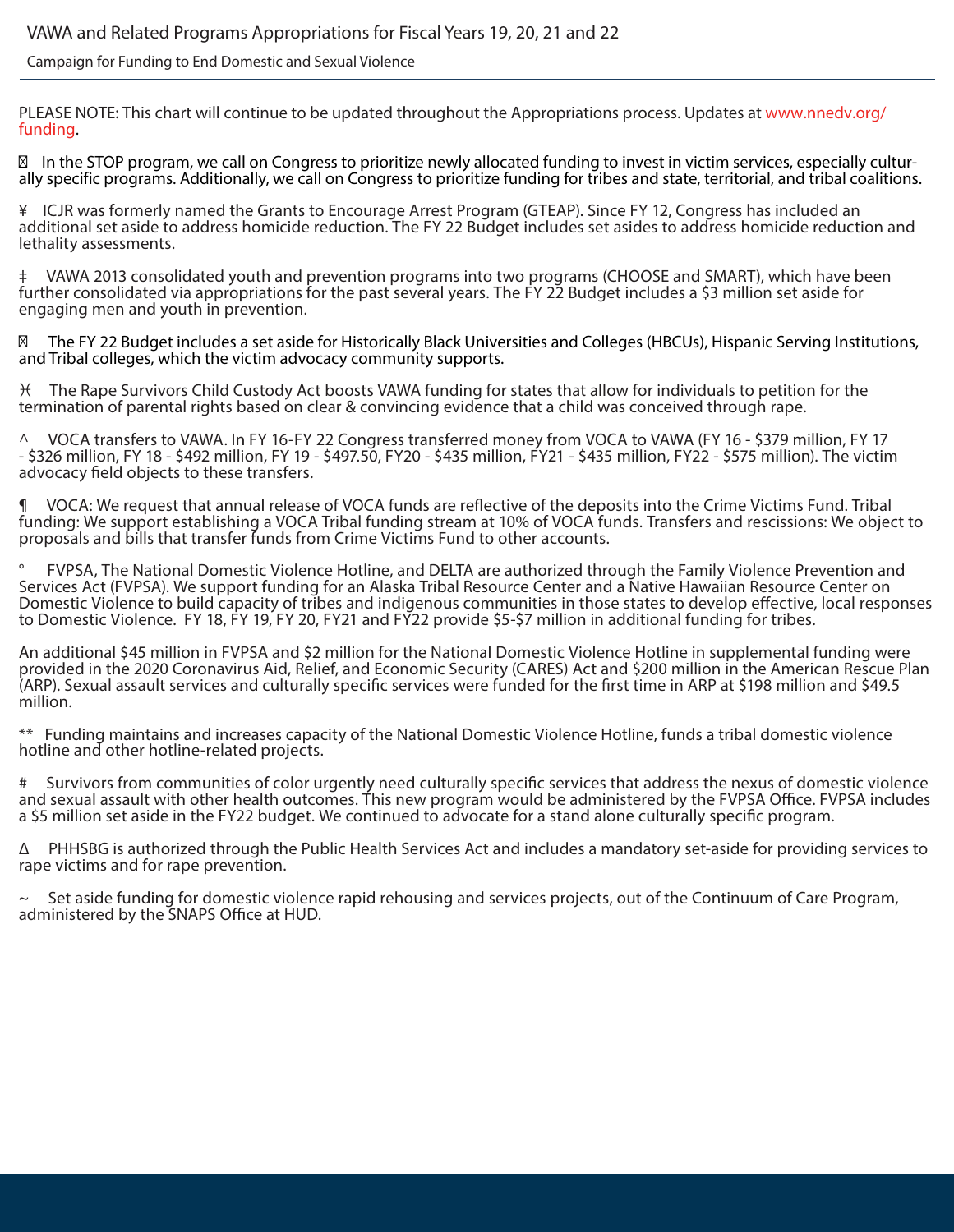PLEASE NOTE: This chart will continue to be updated throughout the Appropriations process. Updates at www.nnedv.org/funding.

 In the STOP program, we call on Congress to prioritize newly allocated funding to invest in victim services, especially culturally specific programs. Additionally, we call on Congress to prioritize funding for tribes and state, territorial, and tribal coalitions.

¥ ICJR was formerly named the Grants to Encourage Arrest Program (GTEAP). Since FY 12, Congress has included an additional set aside to address homicide reduction. The FY 22 Budget includes set asides to address homicide reduction and lethality assessments.

‡ VAWA 2013 consolidated youth and prevention programs into two programs (CHOOSE and SMART), which have been further consolidated via appropriations for the past several years. The FY 22 Budget includes a $3 million set aside for engaging men and youth in prevention.

 The FY 22 Budget includes a set aside for Historically Black Universities and Colleges (HBCUs), Hispanic Serving Institutions, and Tribal colleges, which the victim advocacy community supports.

♓ The Rape Survivors Child Custody Act boosts VAWA funding for states that allow for individuals to petition for the termination of parental rights based on clear & convincing evidence that a child was conceived through rape.

^ VOCA transfers to VAWA. In FY 16-FY 22 Congress transferred money from VOCA to VAWA (FY 16 - $379 million, FY 17 - $326 million, FY 18 - $492 million, FY 19 - $497.50, FY20 - $435 million, FY21 - $435 million, FY22 - $575 million). The victim advocacy field objects to these transfers.

¶ VOCA: We request that annual release of VOCA funds are reflective of the deposits into the Crime Victims Fund. Tribal funding: We support establishing a VOCA Tribal funding stream at 10% of VOCA funds. Transfers and rescissions: We object to proposals and bills that transfer funds from Crime Victims Fund to other accounts.

° FVPSA, The National Domestic Violence Hotline, and DELTA are authorized through the Family Violence Prevention and Services Act (FVPSA). We support funding for an Alaska Tribal Resource Center and a Native Hawaiian Resource Center on Domestic Violence to build capacity of tribes and indigenous communities in those states to develop effective, local responses to Domestic Violence. FY 18, FY 19, FY 20, FY21 and FY22 provide $5-$7 million in additional funding for tribes.

An additional $45 million in FVPSA and $2 million for the National Domestic Violence Hotline in supplemental funding were provided in the 2020 Coronavirus Aid, Relief, and Economic Security (CARES) Act and $200 million in the American Rescue Plan (ARP). Sexual assault services and culturally specific services were funded for the first time in ARP at $198 million and $49.5 million.

** Funding maintains and increases capacity of the National Domestic Violence Hotline, funds a tribal domestic violence hotline and other hotline-related projects.

# Survivors from communities of color urgently need culturally specific services that address the nexus of domestic violence and sexual assault with other health outcomes. This new program would be administered by the FVPSA Office. FVPSA includes a $5 million set aside in the FY22 budget. We continued to advocate for a stand alone culturally specific program.

∆ PHHSBG is authorized through the Public Health Services Act and includes a mandatory set-aside for providing services to rape victims and for rape prevention.

~ Set aside funding for domestic violence rapid rehousing and services projects, out of the Continuum of Care Program, administered by the SNAPS Office at HUD.